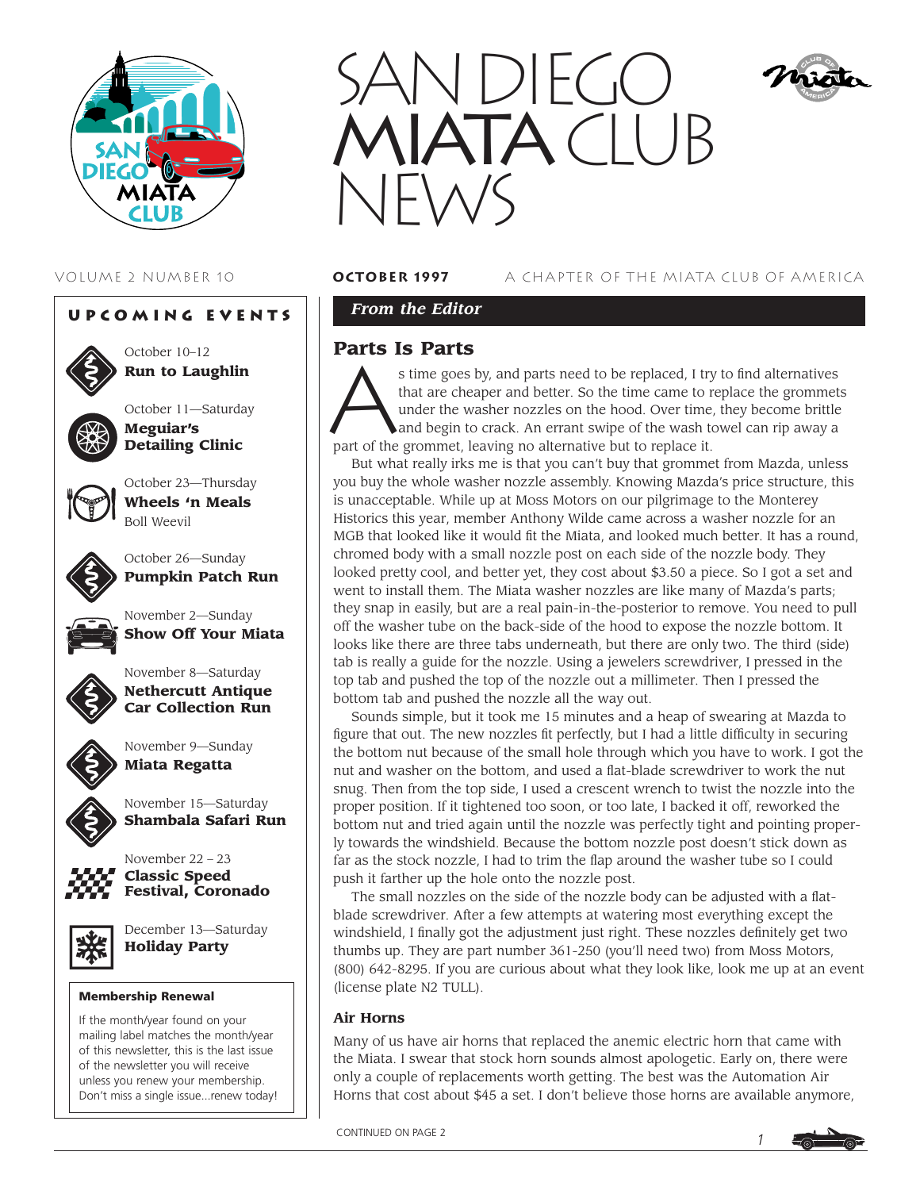# SAN DIEGO MIATA CLUB NEWS

VOLUME 2 NUMBER 10 — **OCTOBER 1997** — A CHAPTER OF THE MIATA CLUB OF AMERICA

## UPCOMING EVENTS

October 10–12
**Run to Laughlin**

October 11—Saturday
**Meguiar's Detailing Clinic**

October 23—Thursday
**Wheels 'n Meals**
Boll Weevil

October 26—Sunday
**Pumpkin Patch Run**

November 2—Sunday
**Show Off Your Miata**

November 8—Saturday
**Nethercutt Antique Car Collection Run**

November 9—Sunday
**Miata Regatta**

November 15—Saturday
**Shambala Safari Run**

November 22 – 23
**Classic Speed Festival, Coronado**

December 13—Saturday
**Holiday Party**

### Membership Renewal

If the month/year found on your mailing label matches the month/year of this newsletter, this is the last issue of the newsletter you will receive unless you renew your membership. Don't miss a single issue...renew today!

## *From the Editor*

## Parts Is Parts

As time goes by, and parts need to be replaced, I try to find alternatives that are cheaper and better. So the time came to replace the grommets under the washer nozzles on the hood. Over time, they become brittle and begin to crack. An errant swipe of the wash towel can rip away a part of the grommet, leaving no alternative but to replace it.

But what really irks me is that you can't buy that grommet from Mazda, unless you buy the whole washer nozzle assembly. Knowing Mazda's price structure, this is unacceptable. While up at Moss Motors on our pilgrimage to the Monterey Historics this year, member Anthony Wilde came across a washer nozzle for an MGB that looked like it would fit the Miata, and looked much better. It has a round, chromed body with a small nozzle post on each side of the nozzle body. They looked pretty cool, and better yet, they cost about $3.50 a piece. So I got a set and went to install them. The Miata washer nozzles are like many of Mazda's parts; they snap in easily, but are a real pain-in-the-posterior to remove. You need to pull off the washer tube on the back-side of the hood to expose the nozzle bottom. It looks like there are three tabs underneath, but there are only two. The third (side) tab is really a guide for the nozzle. Using a jewelers screwdriver, I pressed in the top tab and pushed the top of the nozzle out a millimeter. Then I pressed the bottom tab and pushed the nozzle all the way out.

Sounds simple, but it took me 15 minutes and a heap of swearing at Mazda to figure that out. The new nozzles fit perfectly, but I had a little difficulty in securing the bottom nut because of the small hole through which you have to work. I got the nut and washer on the bottom, and used a flat-blade screwdriver to work the nut snug. Then from the top side, I used a crescent wrench to twist the nozzle into the proper position. If it tightened too soon, or too late, I backed it off, reworked the bottom nut and tried again until the nozzle was perfectly tight and pointing properly towards the windshield. Because the bottom nozzle post doesn't stick down as far as the stock nozzle, I had to trim the flap around the washer tube so I could push it farther up the hole onto the nozzle post.

The small nozzles on the side of the nozzle body can be adjusted with a flat-blade screwdriver. After a few attempts at watering most everything except the windshield, I finally got the adjustment just right. These nozzles definitely get two thumbs up. They are part number 361-250 (you'll need two) from Moss Motors, (800) 642-8295. If you are curious about what they look like, look me up at an event (license plate N2 TULL).

### Air Horns

Many of us have air horns that replaced the anemic electric horn that came with the Miata. I swear that stock horn sounds almost apologetic. Early on, there were only a couple of replacements worth getting. The best was the Automation Air Horns that cost about $45 a set. I don't believe those horns are available anymore,

CONTINUED ON PAGE 2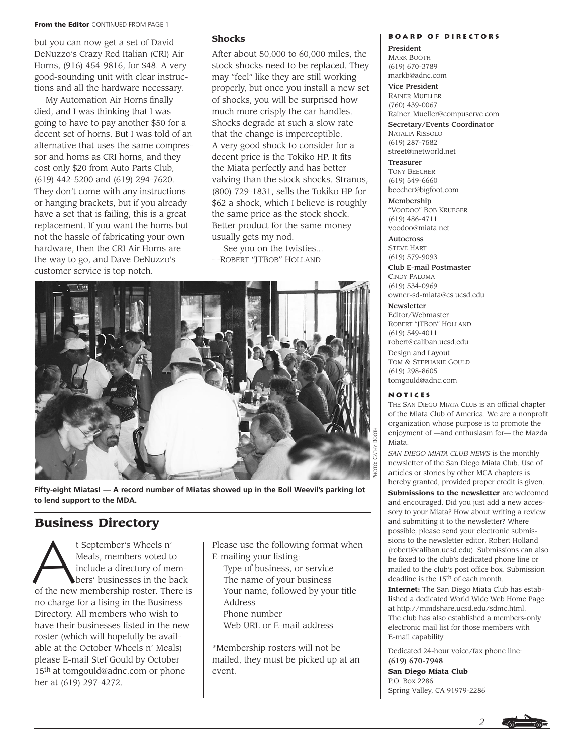**From the Editor** CONTINUED FROM PAGE 1

but you can now get a set of David DeNuzzo's Crazy Red Italian (CRI) Air Horns, (916) 454-9816, for $48. A very good-sounding unit with clear instructions and all the hardware necessary.

My Automation Air Horns finally died, and I was thinking that I was going to have to pay another $50 for a decent set of horns. But I was told of an alternative that uses the same compressor and horns as CRI horns, and they cost only $20 from Auto Parts Club, (619) 442-5200 and (619) 294-7620. They don't come with any instructions or hanging brackets, but if you already have a set that is failing, this is a great replacement. If you want the horns but not the hassle of fabricating your own hardware, then the CRI Air Horns are the way to go, and Dave DeNuzzo's customer service is top notch.

### Shocks

After about 50,000 to 60,000 miles, the stock shocks need to be replaced. They may "feel" like they are still working properly, but once you install a new set of shocks, you will be surprised how much more crisply the car handles. Shocks degrade at such a slow rate that the change is imperceptible. A very good shock to consider for a decent price is the Tokiko HP. It fits the Miata perfectly and has better valving than the stock shocks. Stranos, (800) 729-1831, sells the Tokiko HP for $62 a shock, which I believe is roughly the same price as the stock shock. Better product for the same money usually gets my nod.

See you on the twisties...
—Robert "JTBob" Holland

Photo: Cathy Booth

**Fifty-eight Miatas! — A record number of Miatas showed up in the Boll Weevil's parking lot to lend support to the MDA.**

## Business Directory

At September's Wheels n' Meals, members voted to include a directory of members' businesses in the back of the new membership roster. There is no charge for a lising in the Business Directory. All members who wish to have their businesses listed in the new roster (which will hopefully be available at the October Wheels n' Meals) please E-mail Stef Gould by October 15th at tomgould@adnc.com or phone her at (619) 297-4272.

Please use the following format when E-mailing your listing:

- Type of business, or service
- The name of your business
- Your name, followed by your title
- Address
- Phone number
- Web URL or E-mail address

*Membership rosters will not be mailed, they must be picked up at an event.

### Board of Directors

**President**
Mark Booth
(619) 670-3789
markb@adnc.com

**Vice President**
Rainer Mueller
(760) 439-0067
Rainer_Mueller@compuserve.com

**Secretary/Events Coordinator**
Natalia Rissolo
(619) 287-7582
street@inetworld.net

**Treasurer**
Tony Beecher
(619) 549-6660
beecher@bigfoot.com

**Membership**
"Voodoo" Bob Krueger
(619) 486-4711
voodoo@miata.net

**Autocross**
Steve Hart
(619) 579-9093

**Club E-mail Postmaster**
Cindy Paloma
(619) 534-0969
owner-sd-miata@cs.ucsd.edu

**Newsletter**
Editor/Webmaster
Robert "JTBob" Holland
(619) 549-4011
robert@caliban.ucsd.edu

Design and Layout
Tom & Stephanie Gould
(619) 298-8605
tomgould@adnc.com

### Notices

The San Diego Miata Club is an official chapter of the Miata Club of America. We are a nonprofit organization whose purpose is to promote the enjoyment of —and enthusiasm for— the Mazda Miata.

*San Diego Miata Club News* is the monthly newsletter of the San Diego Miata Club. Use of articles or stories by other MCA chapters is hereby granted, provided proper credit is given.

**Submissions to the newsletter** are welcomed and encouraged. Did you just add a new accessory to your Miata? How about writing a review and submitting it to the newsletter? Where possible, please send your electronic submissions to the newsletter editor, Robert Holland (robert@caliban.ucsd.edu). Submissions can also be faxed to the club's dedicated phone line or mailed to the club's post office box. Submission deadline is the 15th of each month.

**Internet:** The San Diego Miata Club has established a dedicated World Wide Web Home Page at http://mmdshare.ucsd.edu/sdmc.html. The club has also established a members-only electronic mail list for those members with E-mail capability.

Dedicated 24-hour voice/fax phone line:
**(619) 670-7948**

**San Diego Miata Club**
P.O. Box 2286
Spring Valley, CA 91979-2286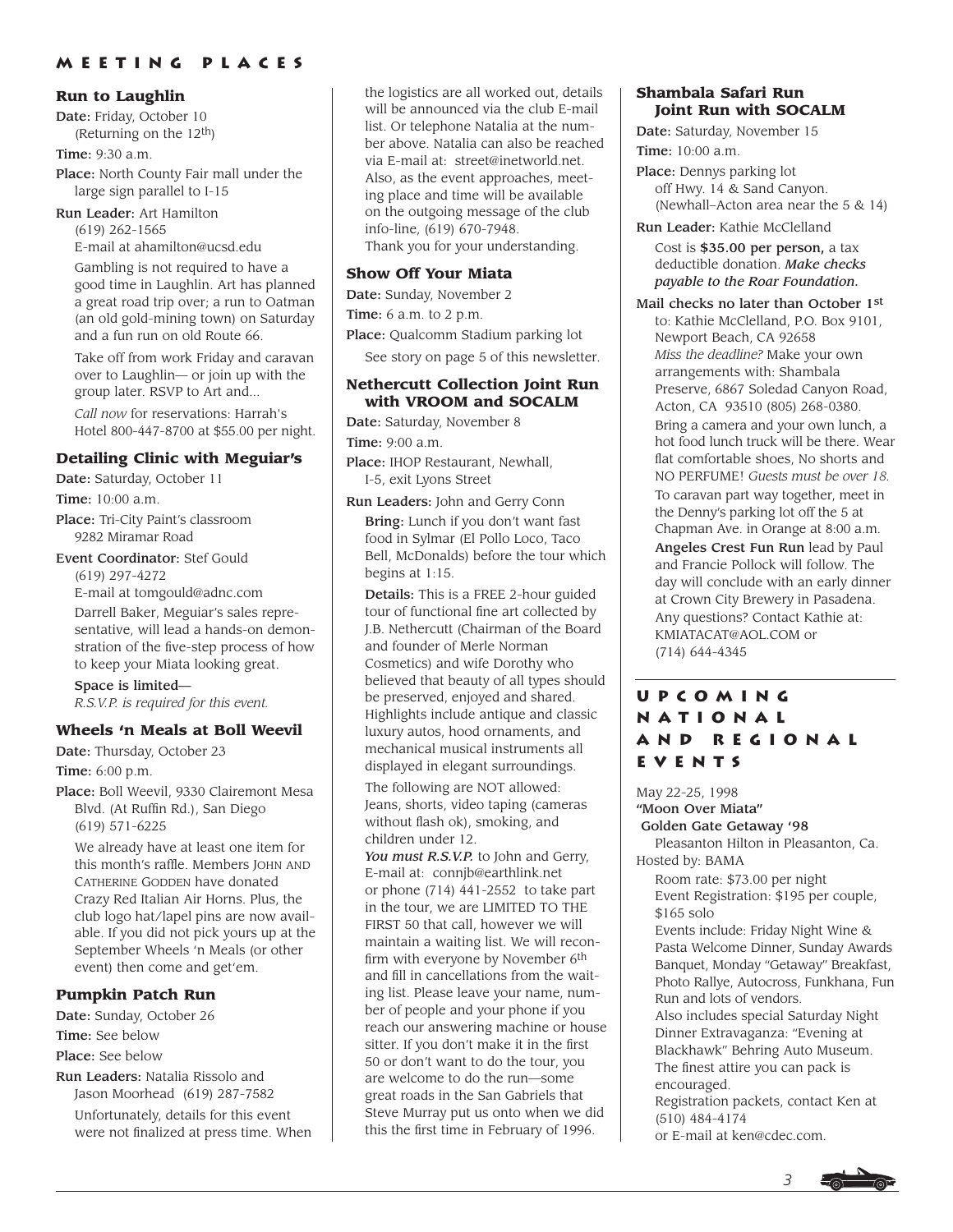# MEETING PLACES

### Run to Laughlin

**Date:** Friday, October 10 (Returning on the 12th)

**Time:** 9:30 a.m.

**Place:** North County Fair mall under the large sign parallel to I-15

**Run Leader:** Art Hamilton
(619) 262-1565
E-mail at ahamilton@ucsd.edu

Gambling is not required to have a good time in Laughlin. Art has planned a great road trip over; a run to Oatman (an old gold-mining town) on Saturday and a fun run on old Route 66.

Take off from work Friday and caravan over to Laughlin— or join up with the group later. RSVP to Art and...

*Call now* for reservations: Harrah's Hotel 800-447-8700 at $55.00 per night.

### Detailing Clinic with Meguiar's

**Date:** Saturday, October 11

**Time:** 10:00 a.m.

**Place:** Tri-City Paint's classroom
9282 Miramar Road

**Event Coordinator:** Stef Gould
(619) 297-4272
E-mail at tomgould@adnc.com

Darrell Baker, Meguiar's sales representative, will lead a hands-on demonstration of the five-step process of how to keep your Miata looking great.

**Space is limited—**
*R.S.V.P. is required for this event.*

### Wheels 'n Meals at Boll Weevil

**Date:** Thursday, October 23

**Time:** 6:00 p.m.

**Place:** Boll Weevil, 9330 Clairemont Mesa Blvd. (At Ruffin Rd.), San Diego
(619) 571-6225

We already have at least one item for this month's raffle. Members John and Catherine Godden have donated Crazy Red Italian Air Horns. Plus, the club logo hat/lapel pins are now available. If you did not pick yours up at the September Wheels 'n Meals (or other event) then come and get'em.

### Pumpkin Patch Run

**Date:** Sunday, October 26

**Time:** See below

**Place:** See below

**Run Leaders:** Natalia Rissolo and Jason Moorhead (619) 287-7582

Unfortunately, details for this event were not finalized at press time. When the logistics are all worked out, details will be announced via the club E-mail list. Or telephone Natalia at the number above. Natalia can also be reached via E-mail at: street@inetworld.net. Also, as the event approaches, meeting place and time will be available on the outgoing message of the club info-line, (619) 670-7948.
Thank you for your understanding.

### Show Off Your Miata

**Date:** Sunday, November 2

**Time:** 6 a.m. to 2 p.m.

**Place:** Qualcomm Stadium parking lot

See story on page 5 of this newsletter.

### Nethercutt Collection Joint Run with VROOM and SOCALM

**Date:** Saturday, November 8

**Time:** 9:00 a.m.

**Place:** IHOP Restaurant, Newhall, I-5, exit Lyons Street

**Run Leaders:** John and Gerry Conn

**Bring:** Lunch if you don't want fast food in Sylmar (El Pollo Loco, Taco Bell, McDonalds) before the tour which begins at 1:15.

**Details:** This is a FREE 2-hour guided tour of functional fine art collected by J.B. Nethercutt (Chairman of the Board and founder of Merle Norman Cosmetics) and wife Dorothy who believed that beauty of all types should be preserved, enjoyed and shared. Highlights include antique and classic luxury autos, hood ornaments, and mechanical musical instruments all displayed in elegant surroundings.

The following are NOT allowed: Jeans, shorts, video taping (cameras without flash ok), smoking, and children under 12.

***You must R.S.V.P.*** to John and Gerry, E-mail at: connjb@earthlink.net or phone (714) 441-2552 to take part in the tour, we are LIMITED TO THE FIRST 50 that call, however we will maintain a waiting list. We will reconfirm with everyone by November 6th and fill in cancellations from the waiting list. Please leave your name, number of people and your phone if you reach our answering machine or house sitter. If you don't make it in the first 50 or don't want to do the tour, you are welcome to do the run—some great roads in the San Gabriels that Steve Murray put us onto when we did this the first time in February of 1996.

### Shambala Safari Run Joint Run with SOCALM

**Date:** Saturday, November 15

**Time:** 10:00 a.m.

**Place:** Dennys parking lot off Hwy. 14 & Sand Canyon. (Newhall–Acton area near the 5 & 14)

**Run Leader:** Kathie McClelland

Cost is **$35.00 per person,** a tax deductible donation. ***Make checks payable to the Roar Foundation.***

**Mail checks no later than October 1st** to: Kathie McClelland, P.O. Box 9101, Newport Beach, CA 92658
*Miss the deadline?* Make your own arrangements with: Shambala Preserve, 6867 Soledad Canyon Road, Acton, CA 93510 (805) 268-0380.

Bring a camera and your own lunch, a hot food lunch truck will be there. Wear flat comfortable shoes, No shorts and NO PERFUME! *Guests must be over 18.*

To caravan part way together, meet in the Denny's parking lot off the 5 at Chapman Ave. in Orange at 8:00 a.m.

**Angeles Crest Fun Run** lead by Paul and Francie Pollock will follow. The day will conclude with an early dinner at Crown City Brewery in Pasadena. Any questions? Contact Kathie at: KMIATACAT@AOL.COM or (714) 644-4345

# UPCOMING NATIONAL AND REGIONAL EVENTS

May 22-25, 1998
**"Moon Over Miata"**
**Golden Gate Getaway '98**
Pleasanton Hilton in Pleasanton, Ca.
Hosted by: BAMA

Room rate: $73.00 per night
Event Registration: $195 per couple, $165 solo
Events include: Friday Night Wine & Pasta Welcome Dinner, Sunday Awards Banquet, Monday "Getaway" Breakfast, Photo Rallye, Autocross, Funkhana, Fun Run and lots of vendors.
Also includes special Saturday Night Dinner Extravaganza: "Evening at Blackhawk" Behring Auto Museum. The finest attire you can pack is encouraged.
Registration packets, contact Ken at (510) 484-4174
or E-mail at ken@cdec.com.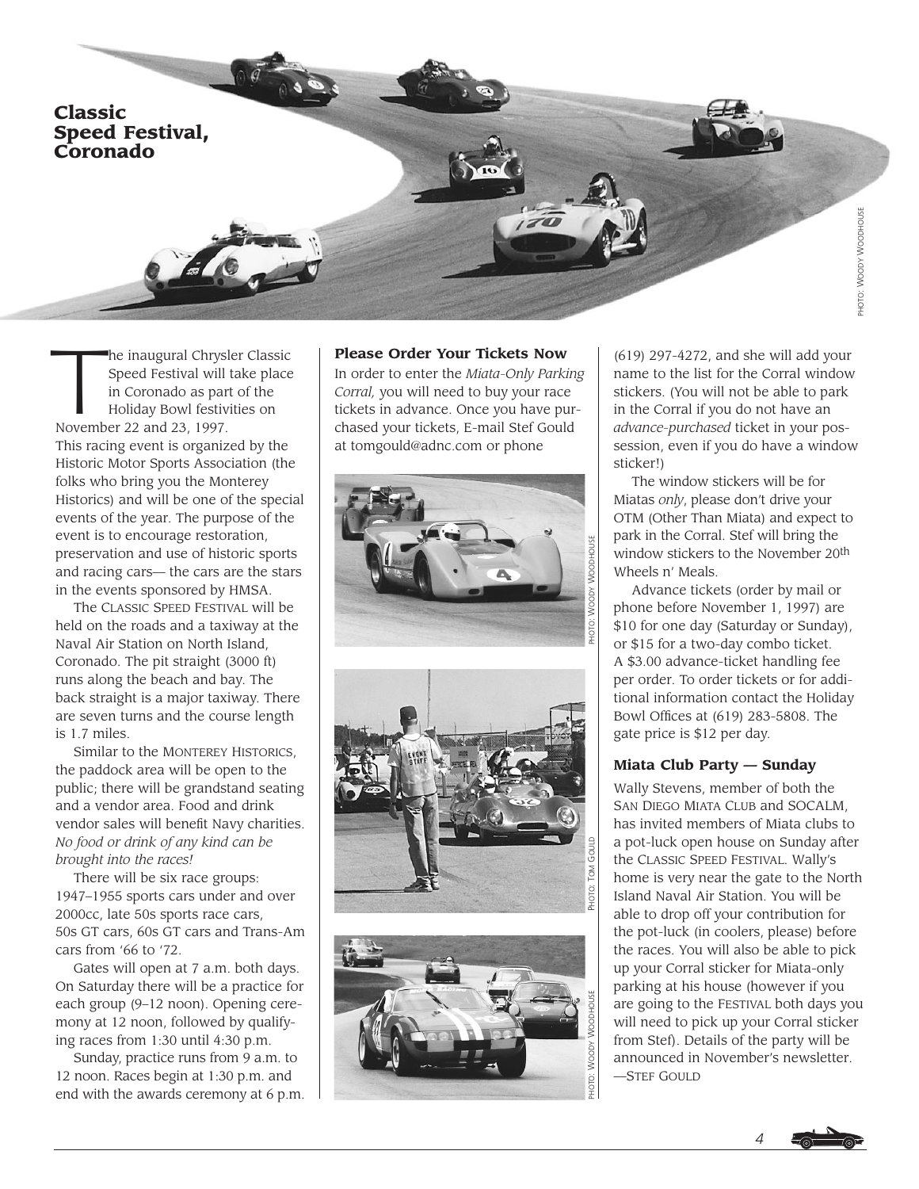## Classic Speed Festival, Coronado

PHOTO: WOODY WOODHOUSE

The inaugural Chrysler Classic Speed Festival will take place in Coronado as part of the Holiday Bowl festivities on November 22 and 23, 1997. This racing event is organized by the Historic Motor Sports Association (the folks who bring you the Monterey Historics) and will be one of the special events of the year. The purpose of the event is to encourage restoration, preservation and use of historic sports and racing cars— the cars are the stars in the events sponsored by HMSA.

The CLASSIC SPEED FESTIVAL will be held on the roads and a taxiway at the Naval Air Station on North Island, Coronado. The pit straight (3000 ft) runs along the beach and bay. The back straight is a major taxiway. There are seven turns and the course length is 1.7 miles.

Similar to the MONTEREY HISTORICS, the paddock area will be open to the public; there will be grandstand seating and a vendor area. Food and drink vendor sales will benefit Navy charities. *No food or drink of any kind can be brought into the races!*

There will be six race groups: 1947–1955 sports cars under and over 2000cc, late 50s sports race cars, 50s GT cars, 60s GT cars and Trans-Am cars from '66 to '72.

Gates will open at 7 a.m. both days. On Saturday there will be a practice for each group (9–12 noon). Opening ceremony at 12 noon, followed by qualifying races from 1:30 until 4:30 p.m.

Sunday, practice runs from 9 a.m. to 12 noon. Races begin at 1:30 p.m. and end with the awards ceremony at 6 p.m.

### Please Order Your Tickets Now

In order to enter the *Miata-Only Parking Corral,* you will need to buy your race tickets in advance. Once you have purchased your tickets, E-mail Stef Gould at tomgould@adnc.com or phone (619) 297-4272, and she will add your name to the list for the Corral window stickers. (You will not be able to park in the Corral if you do not have an *advance-purchased* ticket in your possession, even if you do have a window sticker!)

PHOTO: WOODY WOODHOUSE

PHOTO: TOM GOULD

PHOTO: WOODY WOODHOUSE

The window stickers will be for Miatas *only*, please don't drive your OTM (Other Than Miata) and expect to park in the Corral. Stef will bring the window stickers to the November 20th Wheels n' Meals.

Advance tickets (order by mail or phone before November 1, 1997) are $10 for one day (Saturday or Sunday), or $15 for a two-day combo ticket. A $3.00 advance-ticket handling fee per order. To order tickets or for additional information contact the Holiday Bowl Offices at (619) 283-5808. The gate price is $12 per day.

### Miata Club Party — Sunday

Wally Stevens, member of both the SAN DIEGO MIATA CLUB and SOCALM, has invited members of Miata clubs to a pot-luck open house on Sunday after the CLASSIC SPEED FESTIVAL. Wally's home is very near the gate to the North Island Naval Air Station. You will be able to drop off your contribution for the pot-luck (in coolers, please) before the races. You will also be able to pick up your Corral sticker for Miata-only parking at his house (however if you are going to the FESTIVAL both days you will need to pick up your Corral sticker from Stef). Details of the party will be announced in November's newsletter.
—STEF GOULD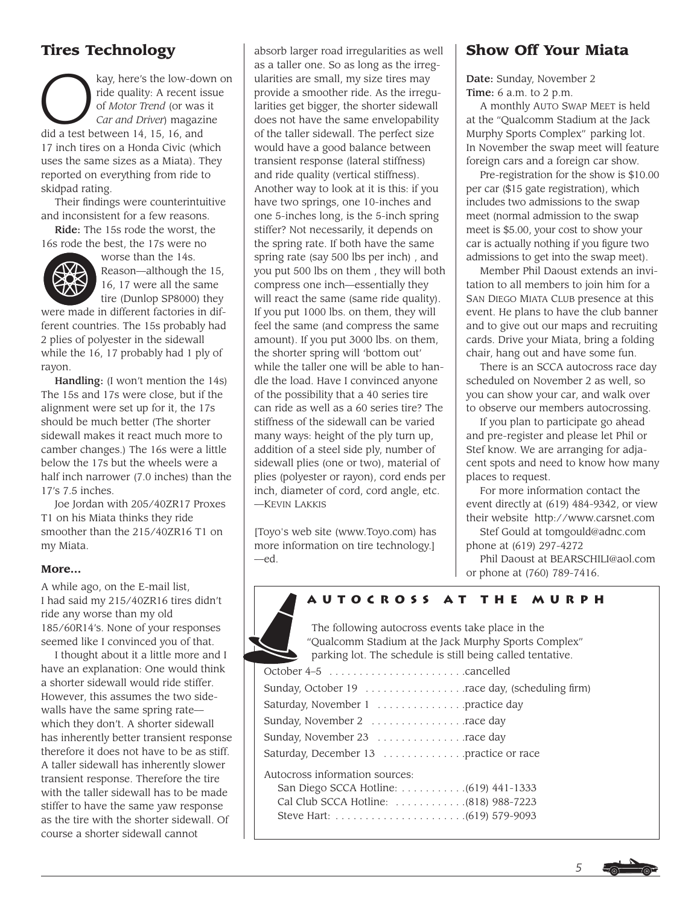## Tires Technology

Okay, here's the low-down on ride quality: A recent issue of *Motor Trend* (or was it *Car and Driver*) magazine did a test between 14, 15, 16, and 17 inch tires on a Honda Civic (which uses the same sizes as a Miata). They reported on everything from ride to skidpad rating.

Their findings were counterintuitive and inconsistent for a few reasons.

**Ride:** The 15s rode the worst, the 16s rode the best, the 17s were no worse than the 14s. Reason—although the 15, 16, 17 were all the same tire (Dunlop SP8000) they were made in different factories in different countries. The 15s probably had 2 plies of polyester in the sidewall while the 16, 17 probably had 1 ply of rayon.

**Handling:** (I won't mention the 14s) The 15s and 17s were close, but if the alignment were set up for it, the 17s should be much better (The shorter sidewall makes it react much more to camber changes.) The 16s were a little below the 17s but the wheels were a half inch narrower (7.0 inches) than the 17's 7.5 inches.

Joe Jordan with 205/40ZR17 Proxes T1 on his Miata thinks they ride smoother than the 215/40ZR16 T1 on my Miata.

### More…

A while ago, on the E-mail list, I had said my 215/40ZR16 tires didn't ride any worse than my old 185/60R14's. None of your responses seemed like I convinced you of that.

I thought about it a little more and I have an explanation: One would think a shorter sidewall would ride stiffer. However, this assumes the two sidewalls have the same spring rate—which they don't. A shorter sidewall has inherently better transient response therefore it does not have to be as stiff. A taller sidewall has inherently slower transient response. Therefore the tire with the taller sidewall has to be made stiffer to have the same yaw response as the tire with the shorter sidewall. Of course a shorter sidewall cannot absorb larger road irregularities as well as a taller one. So as long as the irregularities are small, my size tires may provide a smoother ride. As the irregularities get bigger, the shorter sidewall does not have the same envelopability of the taller sidewall. The perfect size would have a good balance between transient response (lateral stiffness) and ride quality (vertical stiffness). Another way to look at it is this: if you have two springs, one 10-inches and one 5-inches long, is the 5-inch spring stiffer? Not necessarily, it depends on the spring rate. If both have the same spring rate (say 500 lbs per inch) , and you put 500 lbs on them , they will both compress one inch—essentially they will react the same (same ride quality). If you put 1000 lbs. on them, they will feel the same (and compress the same amount). If you put 3000 lbs. on them, the shorter spring will 'bottom out' while the taller one will be able to handle the load. Have I convinced anyone of the possibility that a 40 series tire can ride as well as a 60 series tire? The stiffness of the sidewall can be varied many ways: height of the ply turn up, addition of a steel side ply, number of sidewall plies (one or two), material of plies (polyester or rayon), cord ends per inch, diameter of cord, cord angle, etc.
—Kevin Lakkis

[Toyo's web site (www.Toyo.com) has more information on tire technology.]
—ed.

## Show Off Your Miata

**Date:** Sunday, November 2
**Time:** 6 a.m. to 2 p.m.

A monthly Auto Swap Meet is held at the "Qualcomm Stadium at the Jack Murphy Sports Complex" parking lot. In November the swap meet will feature foreign cars and a foreign car show.

Pre-registration for the show is $10.00 per car ($15 gate registration), which includes two admissions to the swap meet (normal admission to the swap meet is $5.00, your cost to show your car is actually nothing if you figure two admissions to get into the swap meet).

Member Phil Daoust extends an invitation to all members to join him for a San Diego Miata Club presence at this event. He plans to have the club banner and to give out our maps and recruiting cards. Drive your Miata, bring a folding chair, hang out and have some fun.

There is an SCCA autocross race day scheduled on November 2 as well, so you can show your car, and walk over to observe our members autocrossing.

If you plan to participate go ahead and pre-register and please let Phil or Stef know. We are arranging for adjacent spots and need to know how many places to request.

For more information contact the event directly at (619) 484-9342, or view their website http://www.carsnet.com

Stef Gould at tomgould@adnc.com phone at (619) 297-4272

Phil Daoust at BEARSCHILI@aol.com or phone at (760) 789-7416.

## AUTOCROSS AT THE MURPH

The following autocross events take place in the "Qualcomm Stadium at the Jack Murphy Sports Complex" parking lot. The schedule is still being called tentative.

| | |
|---|---|
| October 4–5 | cancelled |
| Sunday, October 19 | race day, (scheduling firm) |
| Saturday, November 1 | practice day |
| Sunday, November 2 | race day |
| Sunday, November 23 | race day |
| Saturday, December 13 | practice or race |

Autocross information sources:

| | |
|---|---|
| San Diego SCCA Hotline: | (619) 441-1333 |
| Cal Club SCCA Hotline: | (818) 988-7223 |
| Steve Hart: | (619) 579-9093 |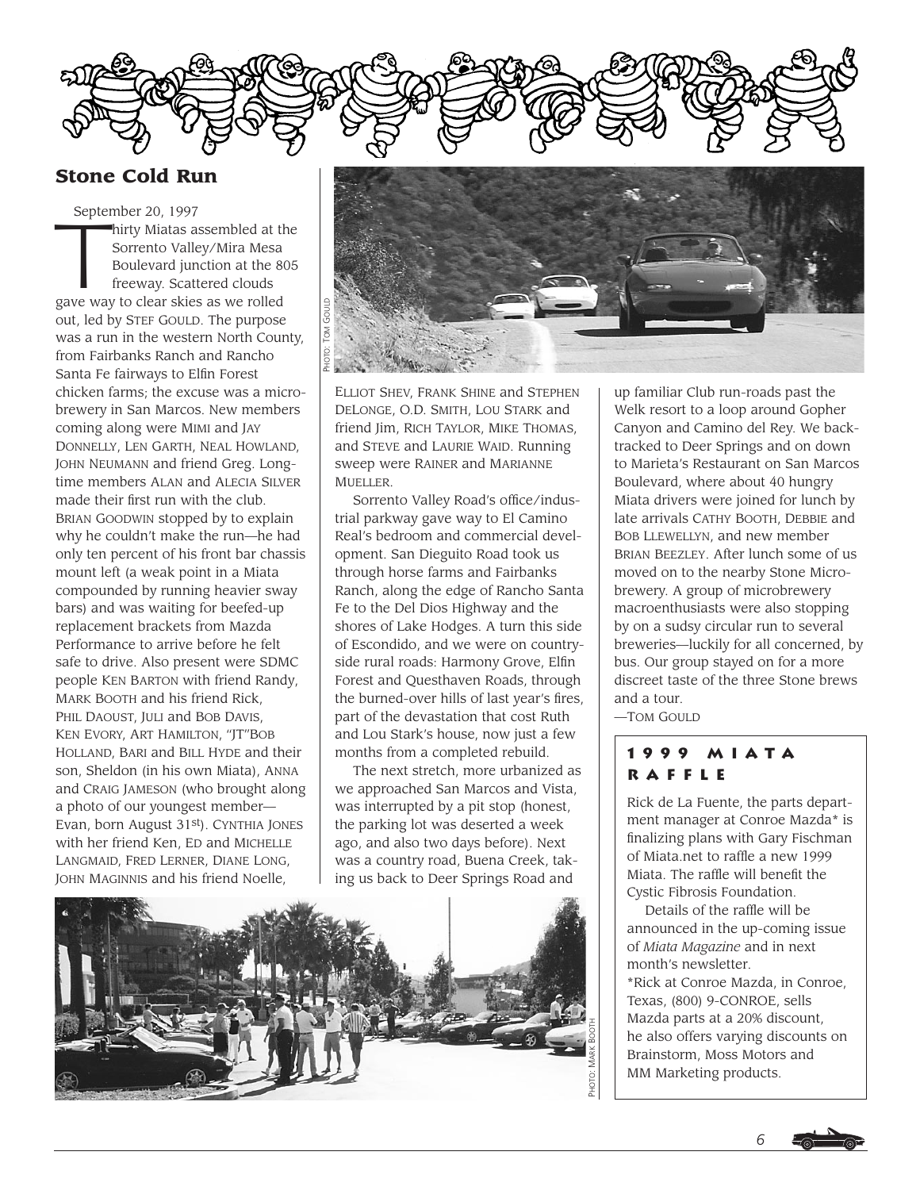## Stone Cold Run

September 20, 1997

Thirty Miatas assembled at the Sorrento Valley/Mira Mesa Boulevard junction at the 805 freeway. Scattered clouds gave way to clear skies as we rolled out, led by STEF GOULD. The purpose was a run in the western North County, from Fairbanks Ranch and Rancho Santa Fe fairways to Elfin Forest chicken farms; the excuse was a microbrewery in San Marcos. New members coming along were MIMI and JAY DONNELLY, LEN GARTH, NEAL HOWLAND, JOHN NEUMANN and friend Greg. Longtime members ALAN and ALECIA SILVER made their first run with the club. BRIAN GOODWIN stopped by to explain why he couldn't make the run—he had only ten percent of his front bar chassis mount left (a weak point in a Miata compounded by running heavier sway bars) and was waiting for beefed-up replacement brackets from Mazda Performance to arrive before he felt safe to drive. Also present were SDMC people KEN BARTON with friend Randy, MARK BOOTH and his friend Rick, PHIL DAOUST, JULI and BOB DAVIS, KEN EVORY, ART HAMILTON, "JT"BOB HOLLAND, BARI and BILL HYDE and their son, Sheldon (in his own Miata), ANNA and CRAIG JAMESON (who brought along a photo of our youngest member—Evan, born August 31st). CYNTHIA JONES with her friend Ken, ED and MICHELLE LANGMAID, FRED LERNER, DIANE LONG, JOHN MAGINNIS and his friend Noelle, ELLIOT SHEV, FRANK SHINE and STEPHEN DELONGE, O.D. SMITH, LOU STARK and friend Jim, RICH TAYLOR, MIKE THOMAS, and STEVE and LAURIE WAID. Running sweep were RAINER and MARIANNE MUELLER.

Sorrento Valley Road's office/industrial parkway gave way to El Camino Real's bedroom and commercial development. San Dieguito Road took us through horse farms and Fairbanks Ranch, along the edge of Rancho Santa Fe to the Del Dios Highway and the shores of Lake Hodges. A turn this side of Escondido, and we were on countryside rural roads: Harmony Grove, Elfin Forest and Questhaven Roads, through the burned-over hills of last year's fires, part of the devastation that cost Ruth and Lou Stark's house, now just a few months from a completed rebuild.

The next stretch, more urbanized as we approached San Marcos and Vista, was interrupted by a pit stop (honest, the parking lot was deserted a week ago, and also two days before). Next was a country road, Buena Creek, taking us back to Deer Springs Road and up familiar Club run-roads past the Welk resort to a loop around Gopher Canyon and Camino del Rey. We backtracked to Deer Springs and on down to Marieta's Restaurant on San Marcos Boulevard, where about 40 hungry Miata drivers were joined for lunch by late arrivals CATHY BOOTH, DEBBIE and BOB LLEWELLYN, and new member BRIAN BEEZLEY. After lunch some of us moved on to the nearby Stone Microbrewery. A group of microbrewery macroenthusiasts were also stopping by on a sudsy circular run to several breweries—luckily for all concerned, by bus. Our group stayed on for a more discreet taste of the three Stone brews and a tour.

—TOM GOULD

PHOTO: TOM GOULD

PHOTO: MARK BOOTH

### 1999 Miata Raffle

Rick de La Fuente, the parts department manager at Conroe Mazda* is finalizing plans with Gary Fischman of Miata.net to raffle a new 1999 Miata. The raffle will benefit the Cystic Fibrosis Foundation.

Details of the raffle will be announced in the up-coming issue of *Miata Magazine* and in next month's newsletter.

*Rick at Conroe Mazda, in Conroe, Texas, (800) 9-CONROE, sells Mazda parts at a 20% discount, he also offers varying discounts on Brainstorm, Moss Motors and MM Marketing products.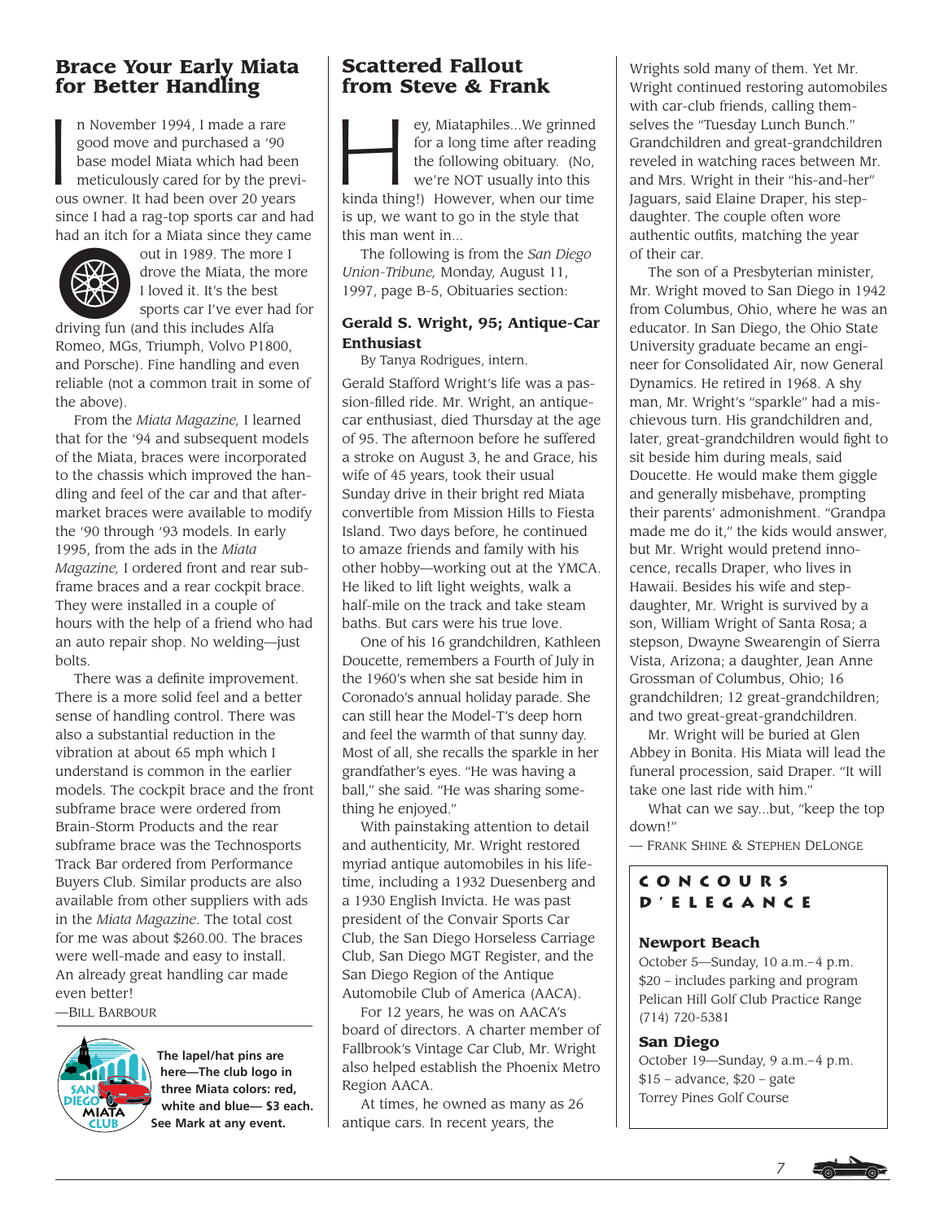## Brace Your Early Miata for Better Handling

In November 1994, I made a rare good move and purchased a '90 base model Miata which had been meticulously cared for by the previous owner. It had been over 20 years since I had a rag-top sports car and had had an itch for a Miata since they came out in 1989. The more I drove the Miata, the more I loved it. It's the best sports car I've ever had for driving fun (and this includes Alfa Romeo, MGs, Triumph, Volvo P1800, and Porsche). Fine handling and even reliable (not a common trait in some of the above).

From the *Miata Magazine,* I learned that for the '94 and subsequent models of the Miata, braces were incorporated to the chassis which improved the handling and feel of the car and that aftermarket braces were available to modify the '90 through '93 models. In early 1995, from the ads in the *Miata Magazine,* I ordered front and rear subframe braces and a rear cockpit brace. They were installed in a couple of hours with the help of a friend who had an auto repair shop. No welding—just bolts.

There was a definite improvement. There is a more solid feel and a better sense of handling control. There was also a substantial reduction in the vibration at about 65 mph which I understand is common in the earlier models. The cockpit brace and the front subframe brace were ordered from Brain-Storm Products and the rear subframe brace was the Technosports Track Bar ordered from Performance Buyers Club. Similar products are also available from other suppliers with ads in the *Miata Magazine*. The total cost for me was about $260.00. The braces were well-made and easy to install. An already great handling car made even better!

—Bill Barbour

**The lapel/hat pins are here—The club logo in three Miata colors: red, white and blue— $3 each. See Mark at any event.**

## Scattered Fallout from Steve & Frank

Hey, Miataphiles...We grinned for a long time after reading the following obituary. (No, we're NOT usually into this kinda thing!) However, when our time is up, we want to go in the style that this man went in...

The following is from the *San Diego Union-Tribune,* Monday, August 11, 1997, page B-5, Obituaries section:

### Gerald S. Wright, 95; Antique-Car Enthusiast

By Tanya Rodrigues, intern.

Gerald Stafford Wright's life was a passion-filled ride. Mr. Wright, an antique-car enthusiast, died Thursday at the age of 95. The afternoon before he suffered a stroke on August 3, he and Grace, his wife of 45 years, took their usual Sunday drive in their bright red Miata convertible from Mission Hills to Fiesta Island. Two days before, he continued to amaze friends and family with his other hobby—working out at the YMCA. He liked to lift light weights, walk a half-mile on the track and take steam baths. But cars were his true love.

One of his 16 grandchildren, Kathleen Doucette, remembers a Fourth of July in the 1960's when she sat beside him in Coronado's annual holiday parade. She can still hear the Model-T's deep horn and feel the warmth of that sunny day. Most of all, she recalls the sparkle in her grandfather's eyes. "He was having a ball," she said. "He was sharing something he enjoyed."

With painstaking attention to detail and authenticity, Mr. Wright restored myriad antique automobiles in his lifetime, including a 1932 Duesenberg and a 1930 English Invicta. He was past president of the Convair Sports Car Club, the San Diego Horseless Carriage Club, San Diego MGT Register, and the San Diego Region of the Antique Automobile Club of America (AACA).

For 12 years, he was on AACA's board of directors. A charter member of Fallbrook's Vintage Car Club, Mr. Wright also helped establish the Phoenix Metro Region AACA.

At times, he owned as many as 26 antique cars. In recent years, the Wrights sold many of them. Yet Mr. Wright continued restoring automobiles with car-club friends, calling themselves the "Tuesday Lunch Bunch." Grandchildren and great-grandchildren reveled in watching races between Mr. and Mrs. Wright in their "his-and-her" Jaguars, said Elaine Draper, his stepdaughter. The couple often wore authentic outfits, matching the year of their car.

The son of a Presbyterian minister, Mr. Wright moved to San Diego in 1942 from Columbus, Ohio, where he was an educator. In San Diego, the Ohio State University graduate became an engineer for Consolidated Air, now General Dynamics. He retired in 1968. A shy man, Mr. Wright's "sparkle" had a mischievous turn. His grandchildren and, later, great-grandchildren would fight to sit beside him during meals, said Doucette. He would make them giggle and generally misbehave, prompting their parents' admonishment. "Grandpa made me do it," the kids would answer, but Mr. Wright would pretend innocence, recalls Draper, who lives in Hawaii. Besides his wife and stepdaughter, Mr. Wright is survived by a son, William Wright of Santa Rosa; a stepson, Dwayne Swearengin of Sierra Vista, Arizona; a daughter, Jean Anne Grossman of Columbus, Ohio; 16 grandchildren; 12 great-grandchildren; and two great-great-grandchildren.

Mr. Wright will be buried at Glen Abbey in Bonita. His Miata will lead the funeral procession, said Draper. "It will take one last ride with him."

What can we say...but, "keep the top down!"

— Frank Shine & Stephen DeLonge

## Concours d'Elegance

**Newport Beach**
October 5—Sunday, 10 a.m.–4 p.m.
$20 – includes parking and program
Pelican Hill Golf Club Practice Range
(714) 720-5381

**San Diego**
October 19—Sunday, 9 a.m.–4 p.m.
$15 – advance, $20 – gate
Torrey Pines Golf Course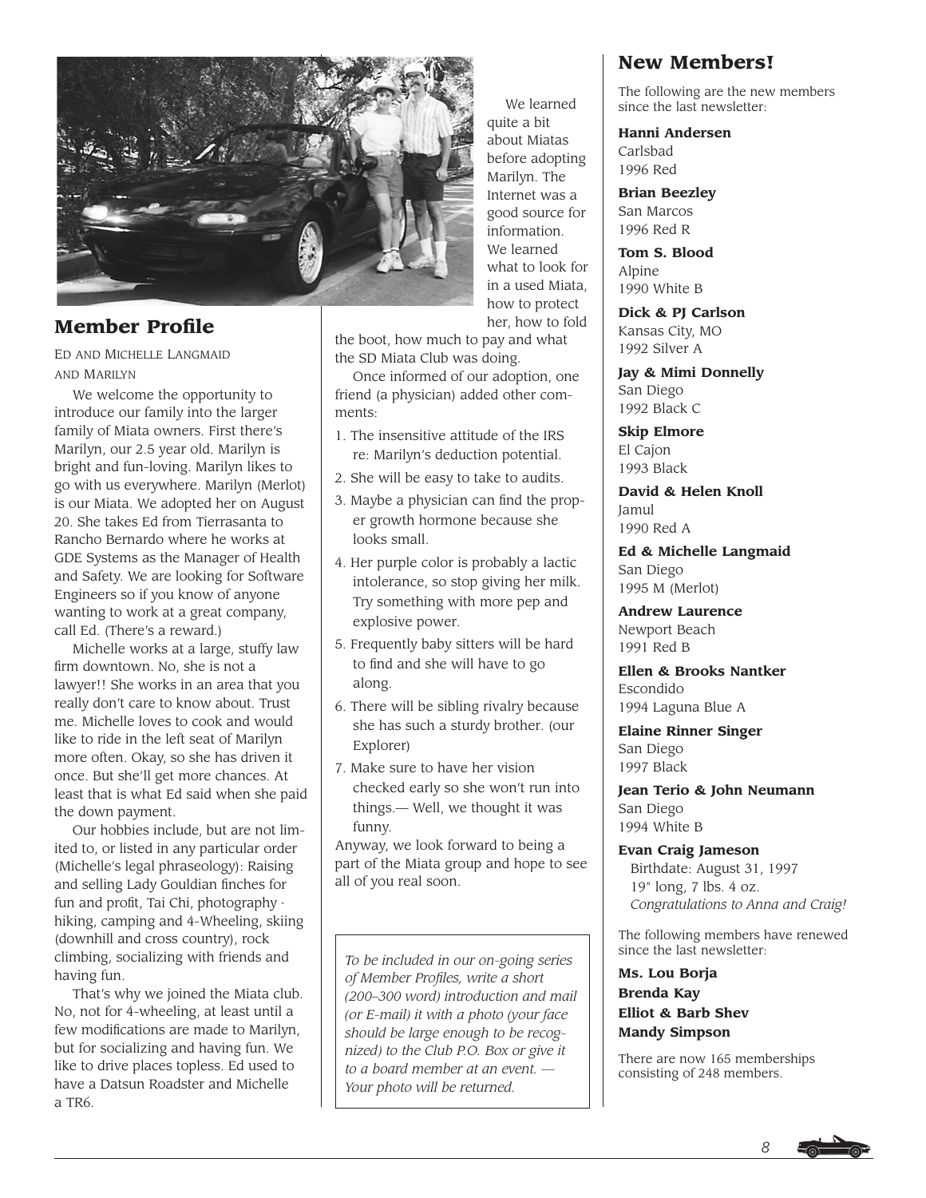## Member Profile

ED AND MICHELLE LANGMAID AND MARILYN

We welcome the opportunity to introduce our family into the larger family of Miata owners. First there's Marilyn, our 2.5 year old. Marilyn is bright and fun-loving. Marilyn likes to go with us everywhere. Marilyn (Merlot) is our Miata. We adopted her on August 20. She takes Ed from Tierrasanta to Rancho Bernardo where he works at GDE Systems as the Manager of Health and Safety. We are looking for Software Engineers so if you know of anyone wanting to work at a great company, call Ed. (There's a reward.)

Michelle works at a large, stuffy law firm downtown. No, she is not a lawyer!! She works in an area that you really don't care to know about. Trust me. Michelle loves to cook and would like to ride in the left seat of Marilyn more often. Okay, so she has driven it once. But she'll get more chances. At least that is what Ed said when she paid the down payment.

Our hobbies include, but are not limited to, or listed in any particular order (Michelle's legal phraseology): Raising and selling Lady Gouldian finches for fun and profit, Tai Chi, photography · hiking, camping and 4-Wheeling, skiing (downhill and cross country), rock climbing, socializing with friends and having fun.

That's why we joined the Miata club. No, not for 4-wheeling, at least until a few modifications are made to Marilyn, but for socializing and having fun. We like to drive places topless. Ed used to have a Datsun Roadster and Michelle a TR6.

We learned quite a bit about Miatas before adopting Marilyn. The Internet was a good source for information. We learned what to look for in a used Miata, how to protect her, how to fold the boot, how much to pay and what the SD Miata Club was doing.

Once informed of our adoption, one friend (a physician) added other comments:

1. The insensitive attitude of the IRS re: Marilyn's deduction potential.
2. She will be easy to take to audits.
3. Maybe a physician can find the proper growth hormone because she looks small.
4. Her purple color is probably a lactic intolerance, so stop giving her milk. Try something with more pep and explosive power.
5. Frequently baby sitters will be hard to find and she will have to go along.
6. There will be sibling rivalry because she has such a sturdy brother. (our Explorer)
7. Make sure to have her vision checked early so she won't run into things.— Well, we thought it was funny.

Anyway, we look forward to being a part of the Miata group and hope to see all of you real soon.

*To be included in our on-going series of Member Profiles, write a short (200–300 word) introduction and mail (or E-mail) it with a photo (your face should be large enough to be recognized) to the Club P.O. Box or give it to a board member at an event. — Your photo will be returned.*

## New Members!

The following are the new members since the last newsletter:

**Hanni Andersen**
Carlsbad
1996 Red

**Brian Beezley**
San Marcos
1996 Red R

**Tom S. Blood**
Alpine
1990 White B

**Dick & PJ Carlson**
Kansas City, MO
1992 Silver A

**Jay & Mimi Donnelly**
San Diego
1992 Black C

**Skip Elmore**
El Cajon
1993 Black

**David & Helen Knoll**
Jamul
1990 Red A

**Ed & Michelle Langmaid**
San Diego
1995 M (Merlot)

**Andrew Laurence**
Newport Beach
1991 Red B

**Ellen & Brooks Nantker**
Escondido
1994 Laguna Blue A

**Elaine Rinner Singer**
San Diego
1997 Black

**Jean Terio & John Neumann**
San Diego
1994 White B

**Evan Craig Jameson**
Birthdate: August 31, 1997
19" long, 7 lbs. 4 oz.
*Congratulations to Anna and Craig!*

The following members have renewed since the last newsletter:

**Ms. Lou Borja**
**Brenda Kay**
**Elliot & Barb Shev**
**Mandy Simpson**

There are now 165 memberships consisting of 248 members.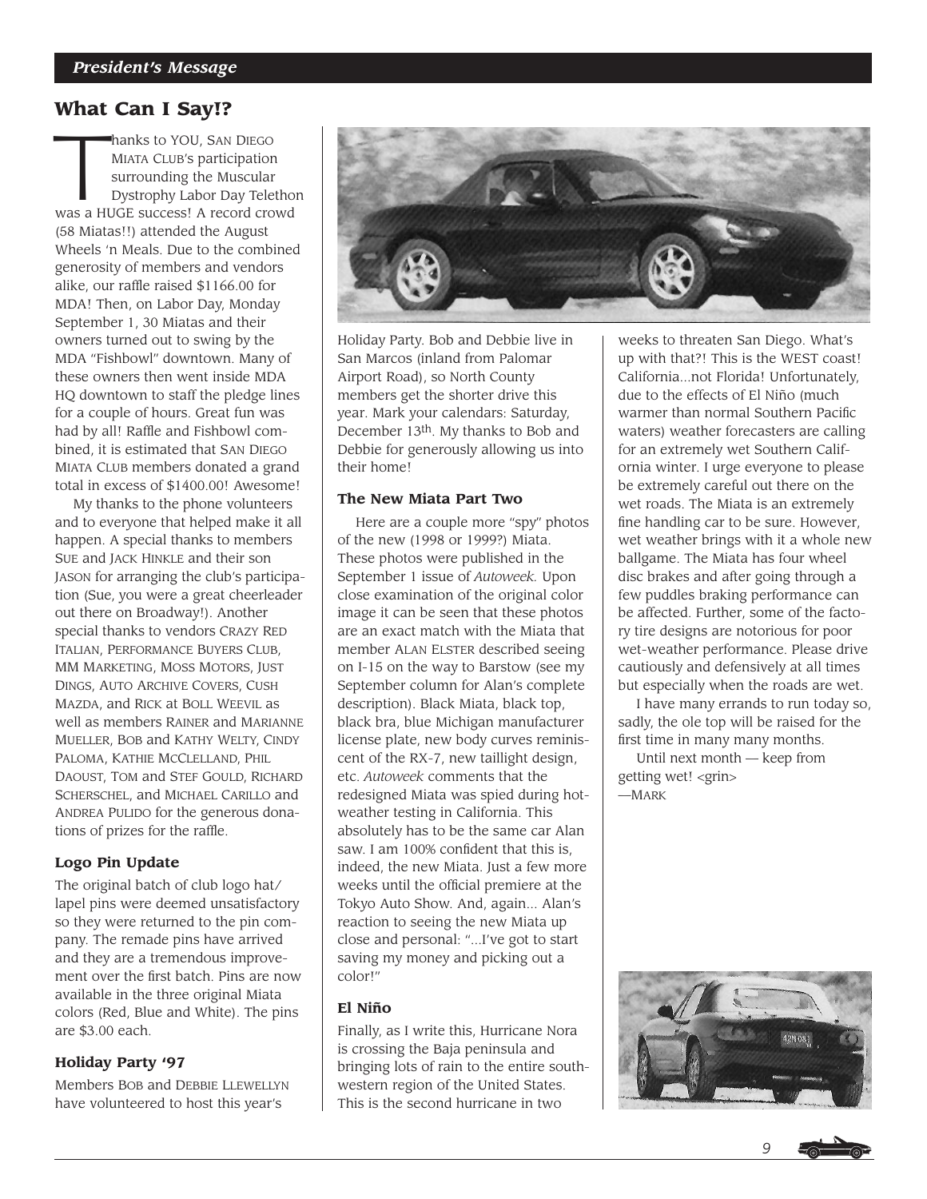## President's Message

# What Can I Say!?

Thanks to YOU, SAN DIEGO MIATA CLUB's participation surrounding the Muscular Dystrophy Labor Day Telethon was a HUGE success! A record crowd (58 Miatas!!) attended the August Wheels 'n Meals. Due to the combined generosity of members and vendors alike, our raffle raised $1166.00 for MDA! Then, on Labor Day, Monday September 1, 30 Miatas and their owners turned out to swing by the MDA "Fishbowl" downtown. Many of these owners then went inside MDA HQ downtown to staff the pledge lines for a couple of hours. Great fun was had by all! Raffle and Fishbowl combined, it is estimated that SAN DIEGO MIATA CLUB members donated a grand total in excess of $1400.00! Awesome!

My thanks to the phone volunteers and to everyone that helped make it all happen. A special thanks to members SUE and JACK HINKLE and their son JASON for arranging the club's participation (Sue, you were a great cheerleader out there on Broadway!). Another special thanks to vendors CRAZY RED ITALIAN, PERFORMANCE BUYERS CLUB, MM MARKETING, MOSS MOTORS, JUST DINGS, AUTO ARCHIVE COVERS, CUSH MAZDA, and RICK at BOLL WEEVIL as well as members RAINER and MARIANNE MUELLER, BOB and KATHY WELTY, CINDY PALOMA, KATHIE MCCLELLAND, PHIL DAOUST, TOM and STEF GOULD, RICHARD SCHERSCHEL, and MICHAEL CARILLO and ANDREA PULIDO for the generous donations of prizes for the raffle.

### Logo Pin Update

The original batch of club logo hat/lapel pins were deemed unsatisfactory so they were returned to the pin company. The remade pins have arrived and they are a tremendous improvement over the first batch. Pins are now available in the three original Miata colors (Red, Blue and White). The pins are $3.00 each.

### Holiday Party '97

Members BOB and DEBBIE LLEWELLYN have volunteered to host this year's Holiday Party. Bob and Debbie live in San Marcos (inland from Palomar Airport Road), so North County members get the shorter drive this year. Mark your calendars: Saturday, December 13th. My thanks to Bob and Debbie for generously allowing us into their home!

### The New Miata Part Two

Here are a couple more "spy" photos of the new (1998 or 1999?) Miata. These photos were published in the September 1 issue of *Autoweek*. Upon close examination of the original color image it can be seen that these photos are an exact match with the Miata that member ALAN ELSTER described seeing on I-15 on the way to Barstow (see my September column for Alan's complete description). Black Miata, black top, black bra, blue Michigan manufacturer license plate, new body curves reminiscent of the RX-7, new taillight design, etc. *Autoweek* comments that the redesigned Miata was spied during hot-weather testing in California. This absolutely has to be the same car Alan saw. I am 100% confident that this is, indeed, the new Miata. Just a few more weeks until the official premiere at the Tokyo Auto Show. And, again... Alan's reaction to seeing the new Miata up close and personal: "...I've got to start saving my money and picking out a color!"

### El Niño

Finally, as I write this, Hurricane Nora is crossing the Baja peninsula and bringing lots of rain to the entire southwestern region of the United States. This is the second hurricane in two weeks to threaten San Diego. What's up with that?! This is the WEST coast! California...not Florida! Unfortunately, due to the effects of El Niño (much warmer than normal Southern Pacific waters) weather forecasters are calling for an extremely wet Southern California winter. I urge everyone to please be extremely careful out there on the wet roads. The Miata is an extremely fine handling car to be sure. However, wet weather brings with it a whole new ballgame. The Miata has four wheel disc brakes and after going through a few puddles braking performance can be affected. Further, some of the factory tire designs are notorious for poor wet-weather performance. Please drive cautiously and defensively at all times but especially when the roads are wet.

I have many errands to run today so, sadly, the ole top will be raised for the first time in many many months.

Until next month — keep from getting wet! <grin>

—MARK